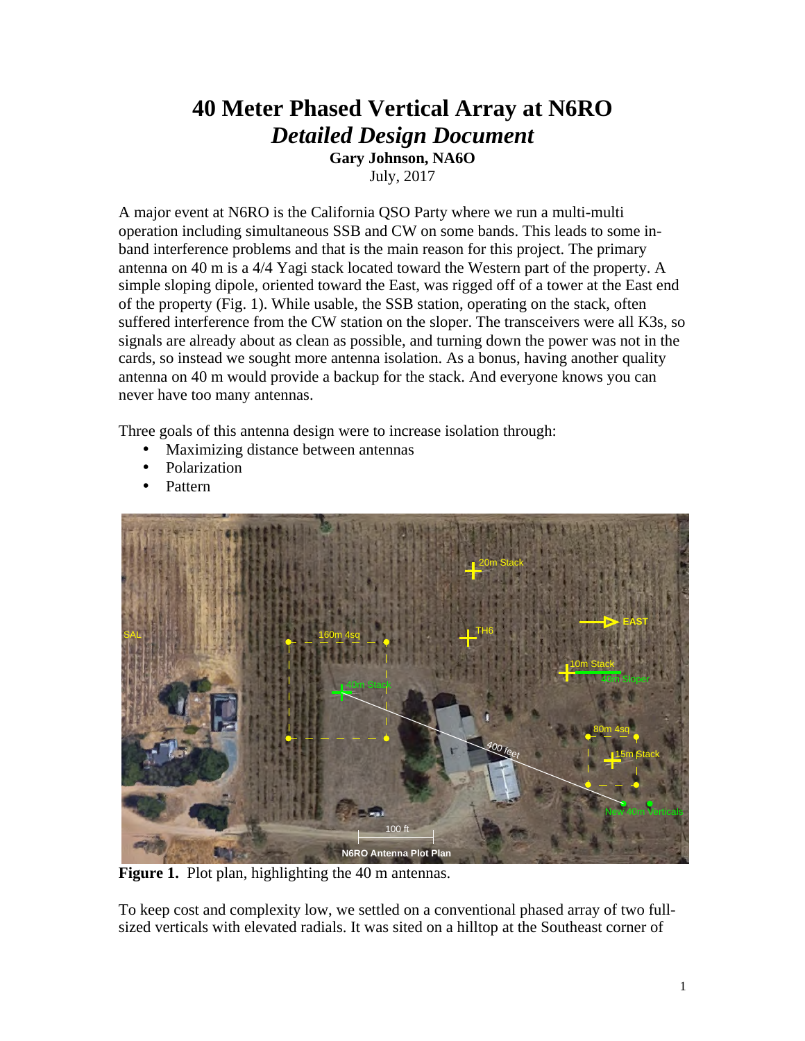# 40 Meter Phased Vertical Array at N6RO

## *Detailed Design Document*

**Gary Johnson, NA6O**

July, 2017

A major event at N6RO is the California QSO Party where we run a multi-multi operation including simultaneous SSB and CW on some bands. This leads to some in-band interference problems and that is the main reason for this project. The primary antenna on 40 m is a 4/4 Yagi stack located toward the Western part of the property. A simple sloping dipole, oriented toward the East, was rigged off of a tower at the East end of the property (Fig. 1). While usable, the SSB station, operating on the stack, often suffered interference from the CW station on the sloper. The transceivers were all K3s, so signals are already about as clean as possible, and turning down the power was not in the cards, so instead we sought more antenna isolation. As a bonus, having another quality antenna on 40 m would provide a backup for the stack. And everyone knows you can never have too many antennas.

Three goals of this antenna design were to increase isolation through:

- Maximizing distance between antennas
- Polarization
- Pattern

**Figure 1.** Plot plan, highlighting the 40 m antennas.

To keep cost and complexity low, we settled on a conventional phased array of two full-sized verticals with elevated radials. It was sited on a hilltop at the Southeast corner of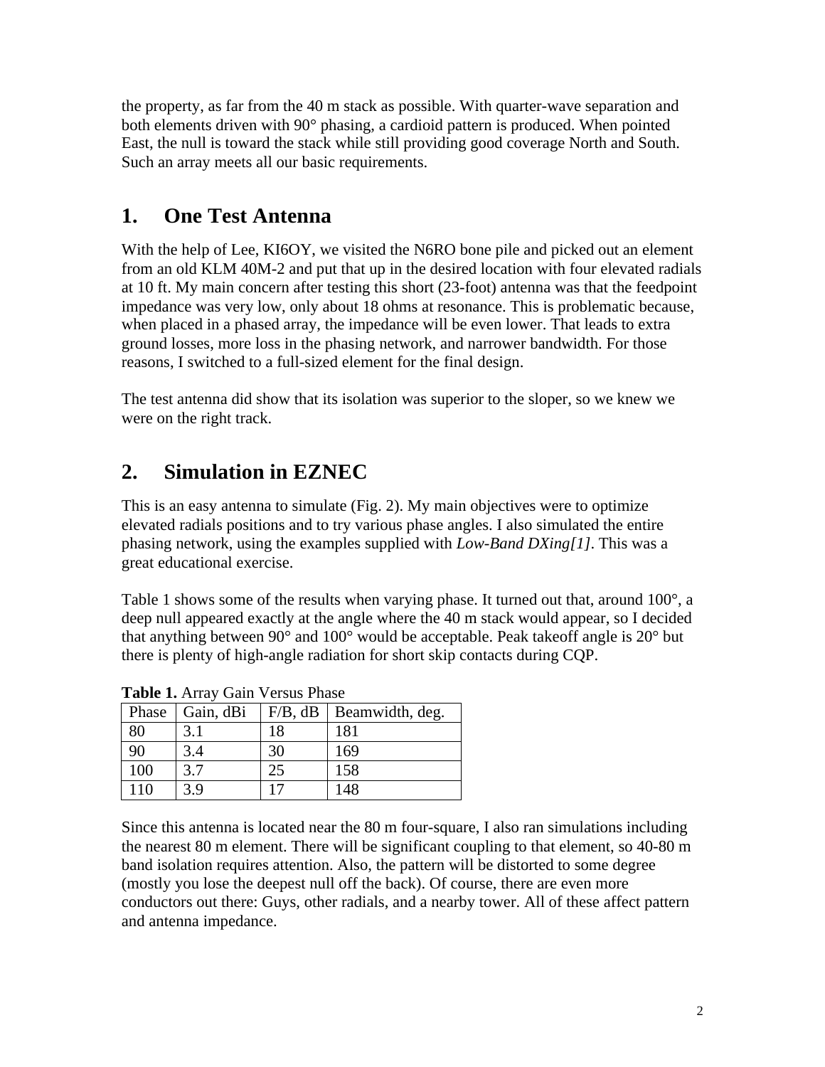the property, as far from the 40 m stack as possible. With quarter-wave separation and both elements driven with 90° phasing, a cardioid pattern is produced. When pointed East, the null is toward the stack while still providing good coverage North and South. Such an array meets all our basic requirements.

## 1. One Test Antenna

With the help of Lee, KI6OY, we visited the N6RO bone pile and picked out an element from an old KLM 40M-2 and put that up in the desired location with four elevated radials at 10 ft. My main concern after testing this short (23-foot) antenna was that the feedpoint impedance was very low, only about 18 ohms at resonance. This is problematic because, when placed in a phased array, the impedance will be even lower. That leads to extra ground losses, more loss in the phasing network, and narrower bandwidth. For those reasons, I switched to a full-sized element for the final design.

The test antenna did show that its isolation was superior to the sloper, so we knew we were on the right track.

## 2. Simulation in EZNEC

This is an easy antenna to simulate (Fig. 2). My main objectives were to optimize elevated radials positions and to try various phase angles. I also simulated the entire phasing network, using the examples supplied with *Low-Band DXing[1]*. This was a great educational exercise.

Table 1 shows some of the results when varying phase. It turned out that, around 100°, a deep null appeared exactly at the angle where the 40 m stack would appear, so I decided that anything between 90° and 100° would be acceptable. Peak takeoff angle is 20° but there is plenty of high-angle radiation for short skip contacts during CQP.

**Table 1.** Array Gain Versus Phase

| Phase | Gain, dBi | F/B, dB | Beamwidth, deg. |
|---|---|---|---|
| 80 | 3.1 | 18 | 181 |
| 90 | 3.4 | 30 | 169 |
| 100 | 3.7 | 25 | 158 |
| 110 | 3.9 | 17 | 148 |

Since this antenna is located near the 80 m four-square, I also ran simulations including the nearest 80 m element. There will be significant coupling to that element, so 40-80 m band isolation requires attention. Also, the pattern will be distorted to some degree (mostly you lose the deepest null off the back). Of course, there are even more conductors out there: Guys, other radials, and a nearby tower. All of these affect pattern and antenna impedance.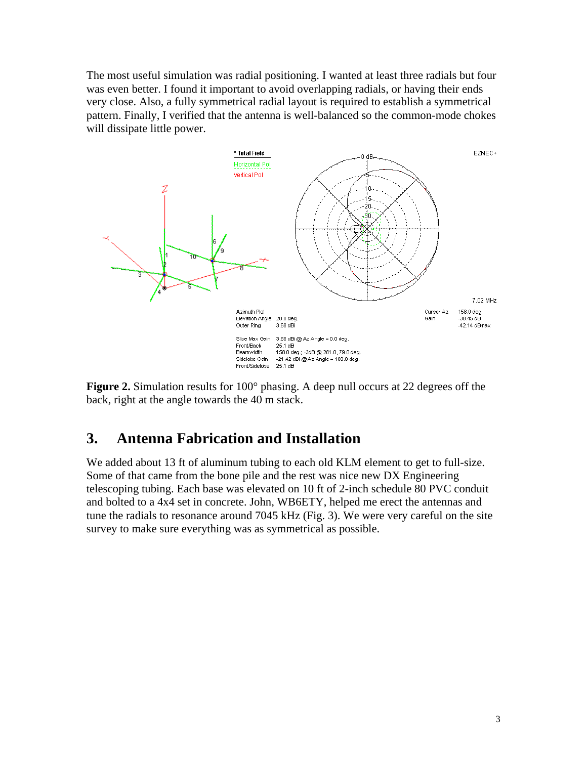The most useful simulation was radial positioning. I wanted at least three radials but four was even better. I found it important to avoid overlapping radials, or having their ends very close. Also, a fully symmetrical radial layout is required to establish a symmetrical pattern. Finally, I verified that the antenna is well-balanced so the common-mode chokes will dissipate little power.

**Figure 2.** Simulation results for 100° phasing. A deep null occurs at 22 degrees off the back, right at the angle towards the 40 m stack.

## 3. Antenna Fabrication and Installation

We added about 13 ft of aluminum tubing to each old KLM element to get to full-size. Some of that came from the bone pile and the rest was nice new DX Engineering telescoping tubing. Each base was elevated on 10 ft of 2-inch schedule 80 PVC conduit and bolted to a 4x4 set in concrete. John, WB6ETY, helped me erect the antennas and tune the radials to resonance around 7045 kHz (Fig. 3). We were very careful on the site survey to make sure everything was as symmetrical as possible.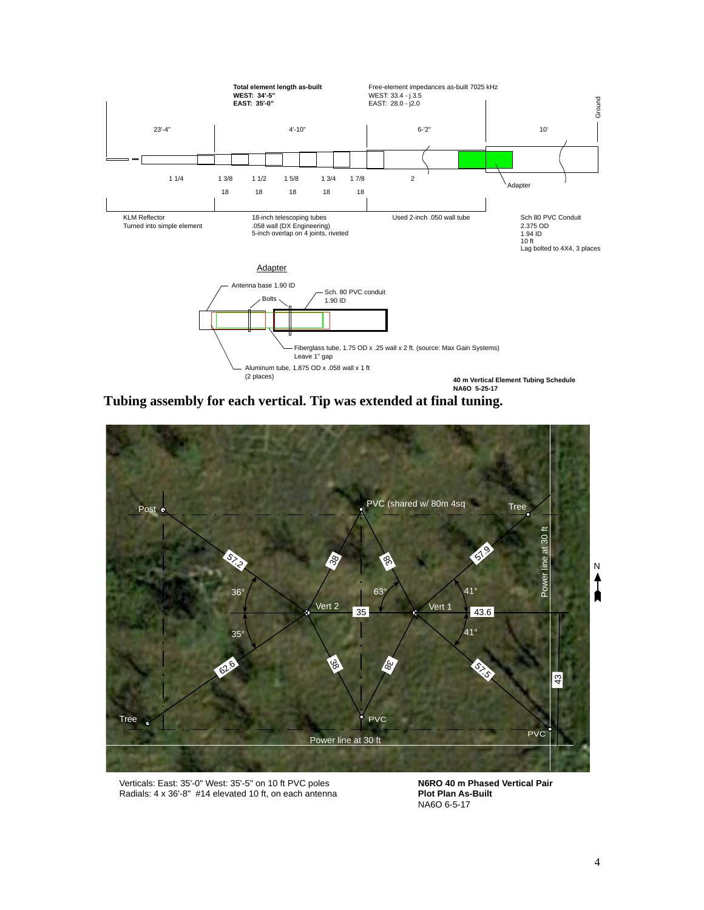**Total element length as-built**
**WEST: 34'-5"**
**EAST: 35'-0"**

Free-element impedances as-built 7025 kHz
WEST: 33.4 - j 3.5
EAST: 28.0 - j2.0

Ground

23'-4" | 4'-10" | 6'-2" | 10'

1 1/4 | 1 3/8 | 1 1/2 | 1 5/8 | 1 3/4 | 1 7/8 | 2

18 | 18 | 18 | 18 | 18

Adapter

KLM Reflector
Turned into simple element

18-inch telescoping tubes
.058 wall (DX Engineering)
5-inch overlap on 4 joints, riveted

Used 2-inch .050 wall tube

Sch 80 PVC Conduit
2.375 OD
1.94 ID
10 ft
Lag bolted to 4X4, 3 places

Adapter

Antenna base 1.90 ID
Bolts
Sch. 80 PVC conduit
1.90 ID

Fiberglass tube, 1.75 OD x .25 wall x 2 ft. (source: Max Gain Systems)
Leave 1" gap

Aluminum tube, 1.875 OD x .058 wall x 1 ft
(2 places)

**40 m Vertical Element Tubing Schedule**
**NA6O 5-25-17**

**Tubing assembly for each vertical. Tip was extended at final tuning.**

Post | PVC (shared w/ 80m 4sq | Tree

57.2 | 38 | 38 | 57.9

Power line at 30 ft

N

36° | 63° | 41°

Vert 2 | 35 | Vert 1 | 43.6

35° | 41°

62.6 | 38 | 38 | 57.5

43

Tree | PVC | PVC

Power line at 30 ft

Verticals: East: 35'-0" West: 35'-5" on 10 ft PVC poles
Radials: 4 x 36'-8" #14 elevated 10 ft, on each antenna

**N6RO 40 m Phased Vertical Pair**
**Plot Plan As-Built**
NA6O 6-5-17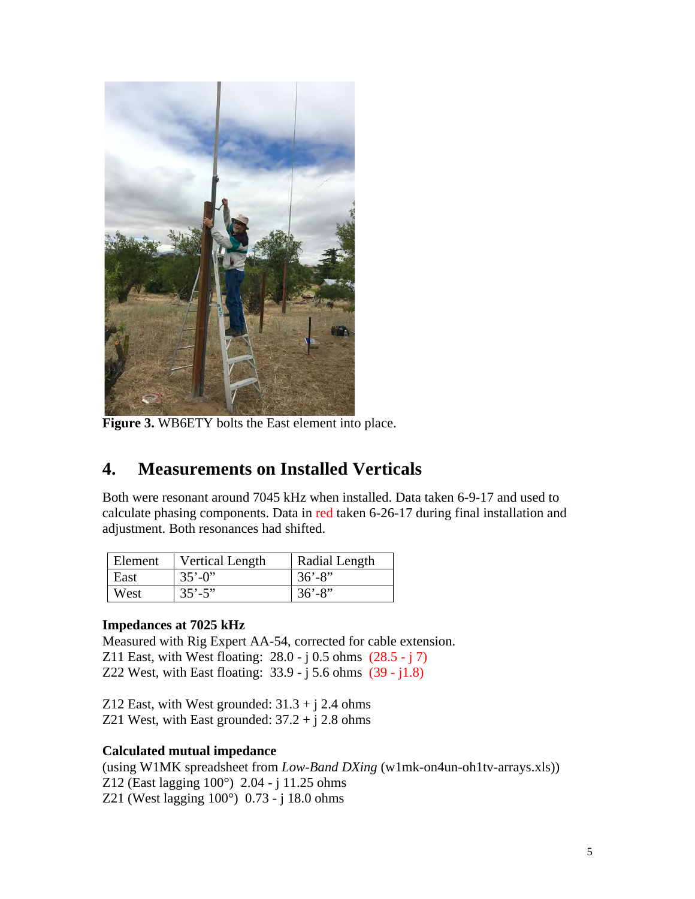**Figure 3.** WB6ETY bolts the East element into place.

## 4. Measurements on Installed Verticals

Both were resonant around 7045 kHz when installed. Data taken 6-9-17 and used to calculate phasing components. Data in red taken 6-26-17 during final installation and adjustment. Both resonances had shifted.

| Element | Vertical Length | Radial Length |
|---|---|---|
| East | 35'-0" | 36'-8" |
| West | 35'-5" | 36'-8" |

**Impedances at 7025 kHz**

Measured with Rig Expert AA-54, corrected for cable extension.
Z11 East, with West floating: 28.0 - j 0.5 ohms (28.5 - j 7)
Z22 West, with East floating: 33.9 - j 5.6 ohms (39 - j1.8)

Z12 East, with West grounded: 31.3 + j 2.4 ohms
Z21 West, with East grounded: 37.2 + j 2.8 ohms

**Calculated mutual impedance**

(using W1MK spreadsheet from *Low-Band DXing* (w1mk-on4un-oh1tv-arrays.xls))
Z12 (East lagging 100°) 2.04 - j 11.25 ohms
Z21 (West lagging 100°) 0.73 - j 18.0 ohms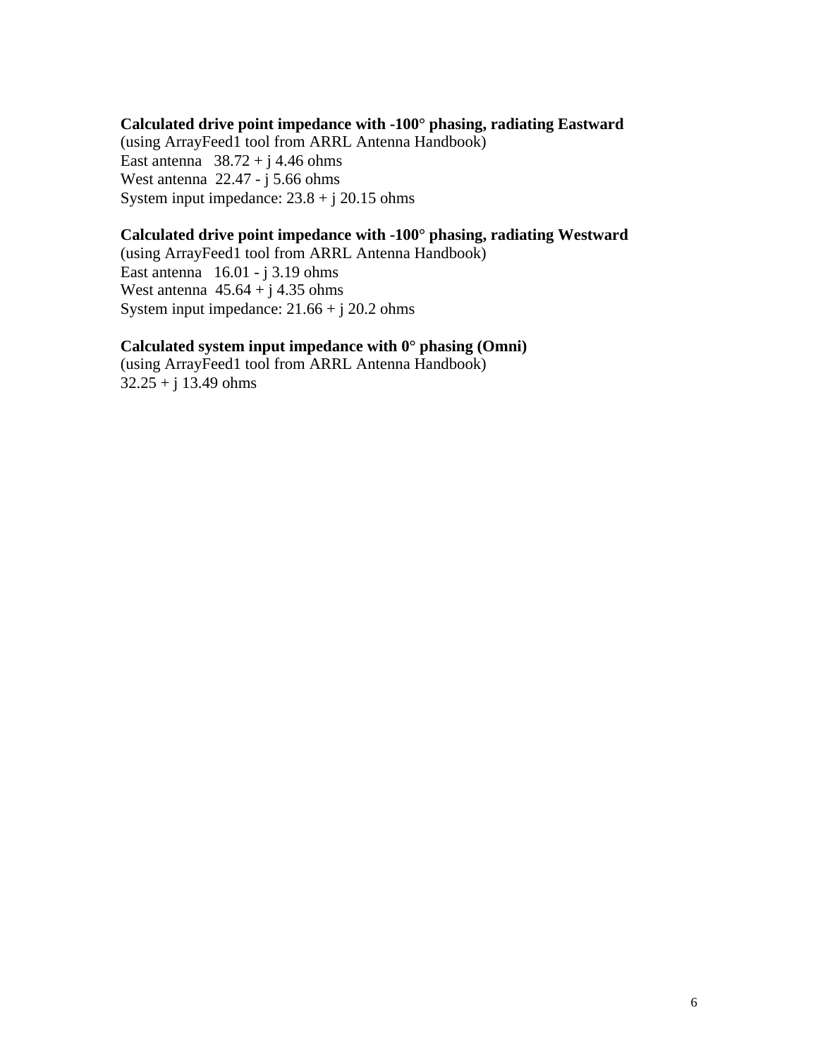**Calculated drive point impedance with -100° phasing, radiating Eastward**
(using ArrayFeed1 tool from ARRL Antenna Handbook)
East antenna 38.72 + j 4.46 ohms
West antenna 22.47 - j 5.66 ohms
System input impedance: 23.8 + j 20.15 ohms

**Calculated drive point impedance with -100° phasing, radiating Westward**
(using ArrayFeed1 tool from ARRL Antenna Handbook)
East antenna 16.01 - j 3.19 ohms
West antenna 45.64 + j 4.35 ohms
System input impedance: 21.66 + j 20.2 ohms

**Calculated system input impedance with 0° phasing (Omni)**
(using ArrayFeed1 tool from ARRL Antenna Handbook)
32.25 + j 13.49 ohms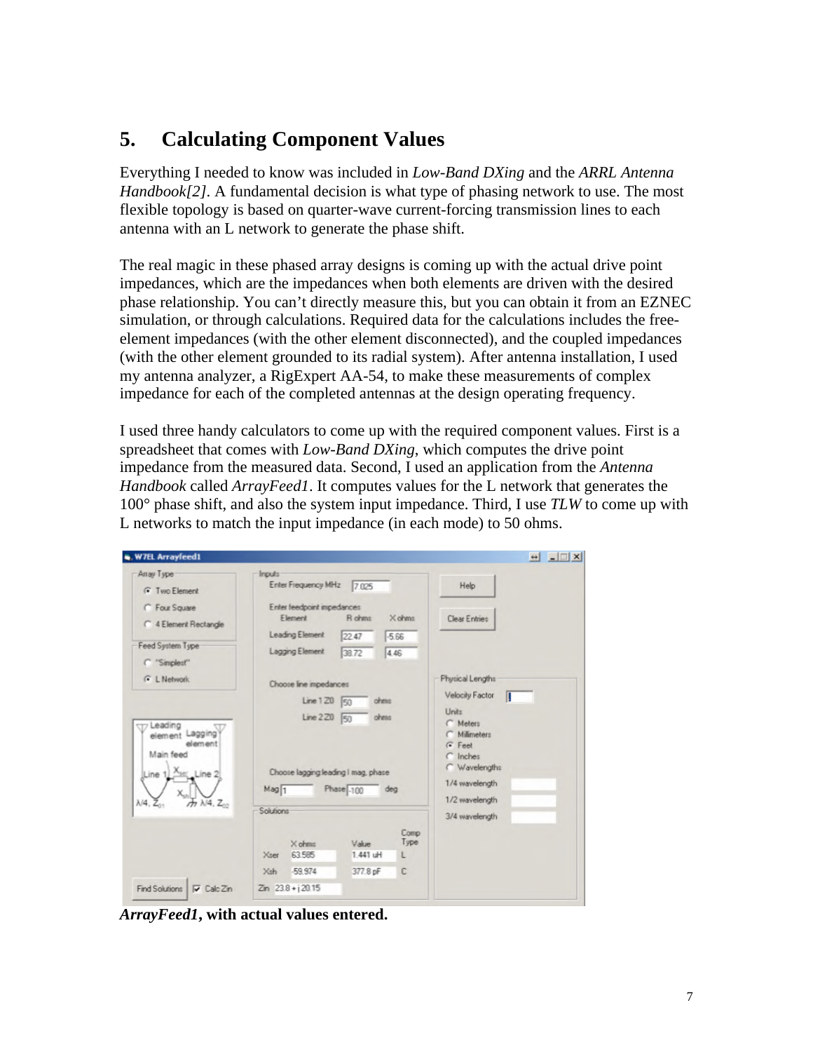## 5. Calculating Component Values

Everything I needed to know was included in *Low-Band DXing* and the *ARRL Antenna Handbook[2]*. A fundamental decision is what type of phasing network to use. The most flexible topology is based on quarter-wave current-forcing transmission lines to each antenna with an L network to generate the phase shift.

The real magic in these phased array designs is coming up with the actual drive point impedances, which are the impedances when both elements are driven with the desired phase relationship. You can't directly measure this, but you can obtain it from an EZNEC simulation, or through calculations. Required data for the calculations includes the free-element impedances (with the other element disconnected), and the coupled impedances (with the other element grounded to its radial system). After antenna installation, I used my antenna analyzer, a RigExpert AA-54, to make these measurements of complex impedance for each of the completed antennas at the design operating frequency.

I used three handy calculators to come up with the required component values. First is a spreadsheet that comes with *Low-Band DXing*, which computes the drive point impedance from the measured data. Second, I used an application from the *Antenna Handbook* called *ArrayFeed1*. It computes values for the L network that generates the 100° phase shift, and also the system input impedance. Third, I use *TLW* to come up with L networks to match the input impedance (in each mode) to 50 ohms.

***ArrayFeed1*, with actual values entered.**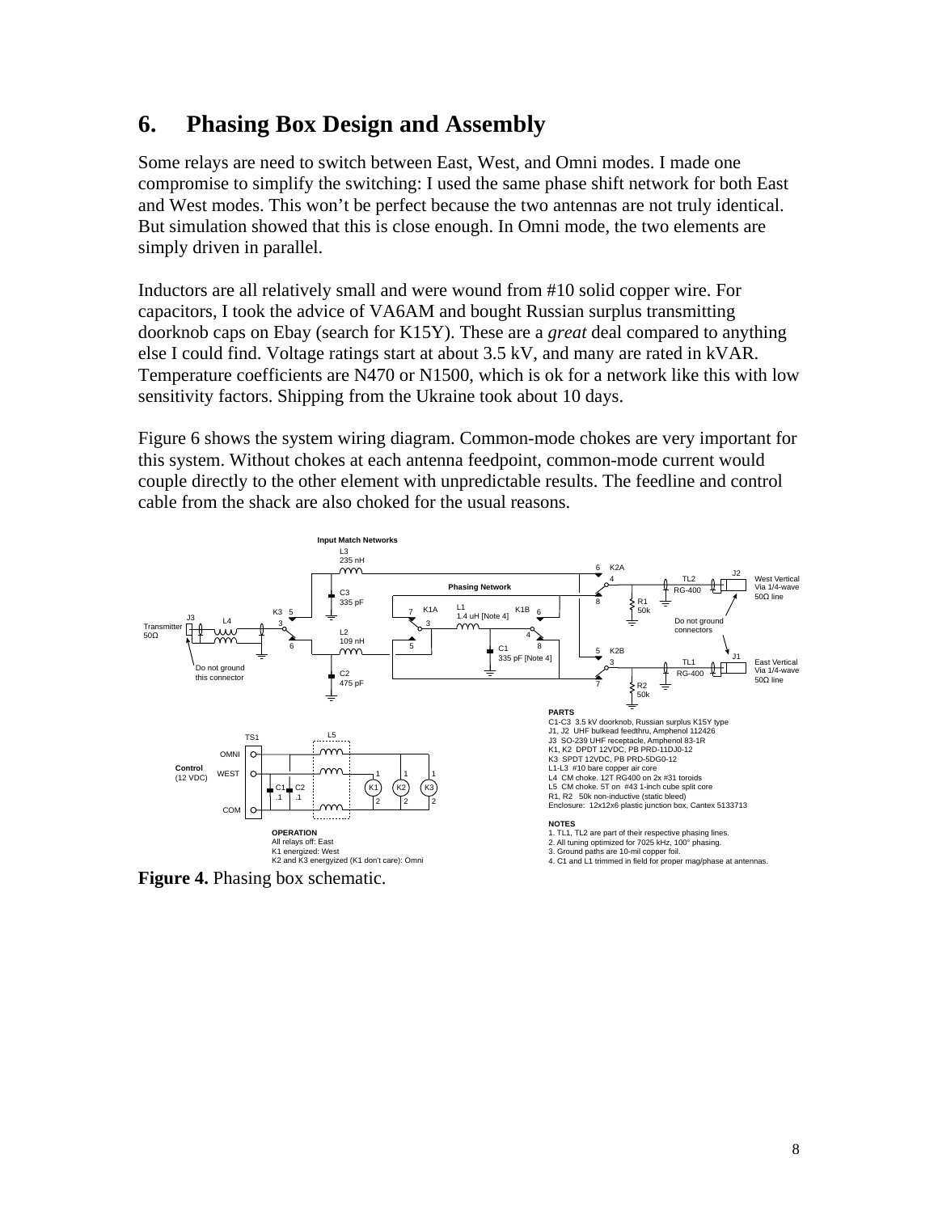# 6. Phasing Box Design and Assembly

Some relays are need to switch between East, West, and Omni modes. I made one compromise to simplify the switching: I used the same phase shift network for both East and West modes. This won't be perfect because the two antennas are not truly identical. But simulation showed that this is close enough. In Omni mode, the two elements are simply driven in parallel.

Inductors are all relatively small and were wound from #10 solid copper wire. For capacitors, I took the advice of VA6AM and bought Russian surplus transmitting doorknob caps on Ebay (search for K15Y). These are a *great* deal compared to anything else I could find. Voltage ratings start at about 3.5 kV, and many are rated in kVAR. Temperature coefficients are N470 or N1500, which is ok for a network like this with low sensitivity factors. Shipping from the Ukraine took about 10 days.

Figure 6 shows the system wiring diagram. Common-mode chokes are very important for this system. Without chokes at each antenna feedpoint, common-mode current would couple directly to the other element with unpredictable results. The feedline and control cable from the shack are also choked for the usual reasons.

Input Match Networks

L3 235 nH; C3 335 pF; L2 109 nH; C2 475 pF

Phasing Network

L1 1.4 uH [Note 4]; C1 335 pF [Note 4]

Transmitter 50Ω; J3; L4; K3; K1A; K1B; K2A; K2B; R1 50k; R2 50k; TL1 RG-400; TL2 RG-400; J1; J2

Do not ground this connector

Do not ground connectors

West Vertical Via 1/4-wave 50Ω line

East Vertical Via 1/4-wave 50Ω line

Control (12 VDC): TS1 — OMNI, WEST, COM; C1 .1; C2 .1; L5; K1; K2; K3

**OPERATION**
All relays off: East
K1 energized: West
K2 and K3 energyized (K1 don't care): Omni

**PARTS**
C1-C3 3.5 kV doorknob, Russian surplus K15Y type
J1, J2 UHF bulkead feedthru, Amphenol 112426
J3 SO-239 UHF receptacle, Amphenol 83-1R
K1, K2 DPDT 12VDC, PB PRD-11DJ0-12
K3 SPDT 12VDC, PB PRD-5DG0-12
L1-L3 #10 bare copper air core
L4 CM choke. 12T RG400 on 2x #31 toroids
L5 CM choke. 5T on #43 1-inch cube split core
R1, R2 50k non-inductive (static bleed)
Enclosure: 12x12x6 plastic junction box, Cantex 5133713

**NOTES**
1. TL1, TL2 are part of their respective phasing lines.
2. All tuning optimized for 7025 kHz, 100° phasing.
3. Ground paths are 10-mil copper foil.
4. C1 and L1 trimmed in field for proper mag/phase at antennas.

**Figure 4.** Phasing box schematic.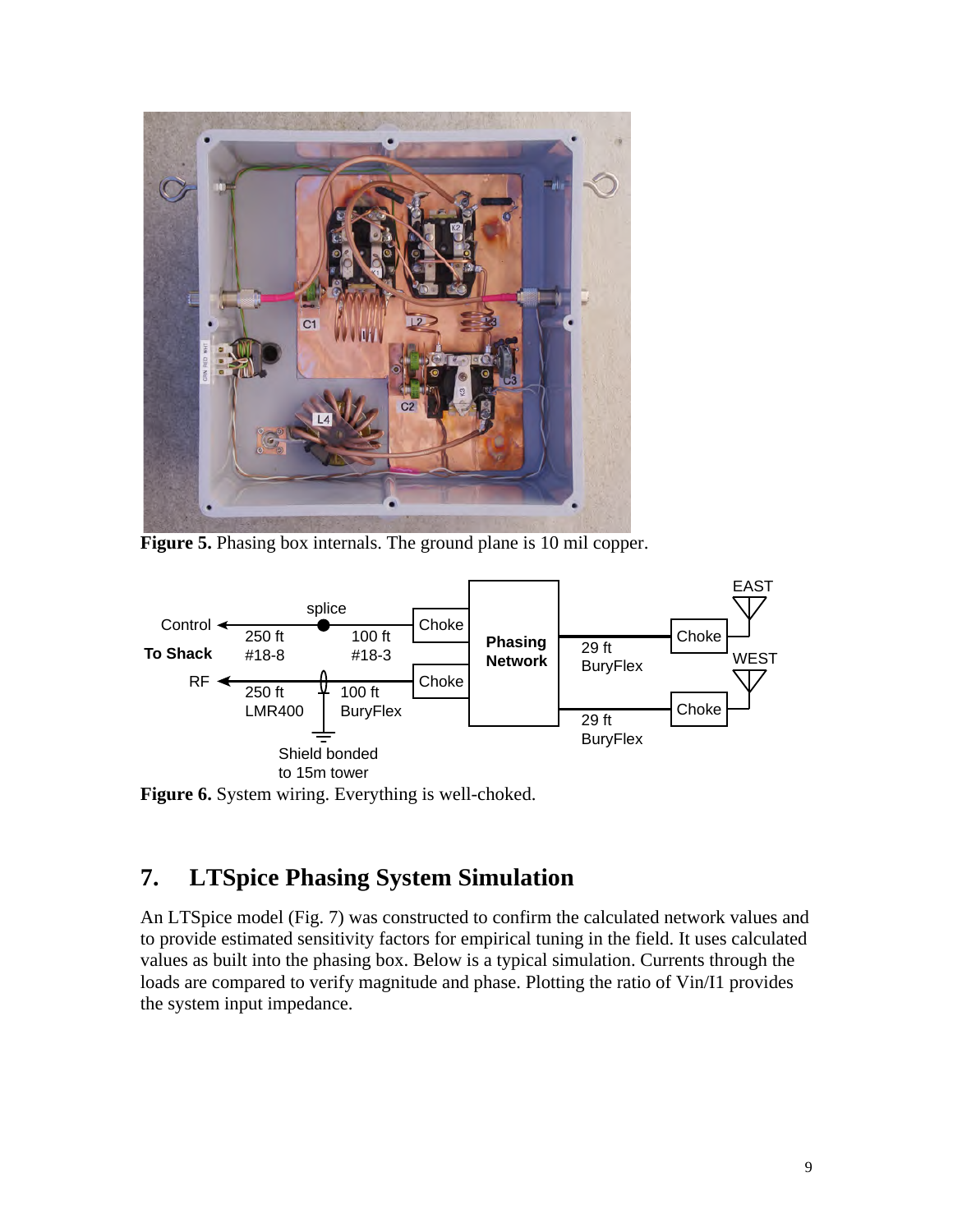**Figure 5.** Phasing box internals. The ground plane is 10 mil copper.

**Figure 6.** System wiring. Everything is well-choked.

## 7. LTSpice Phasing System Simulation

An LTSpice model (Fig. 7) was constructed to confirm the calculated network values and to provide estimated sensitivity factors for empirical tuning in the field. It uses calculated values as built into the phasing box. Below is a typical simulation. Currents through the loads are compared to verify magnitude and phase. Plotting the ratio of Vin/I1 provides the system input impedance.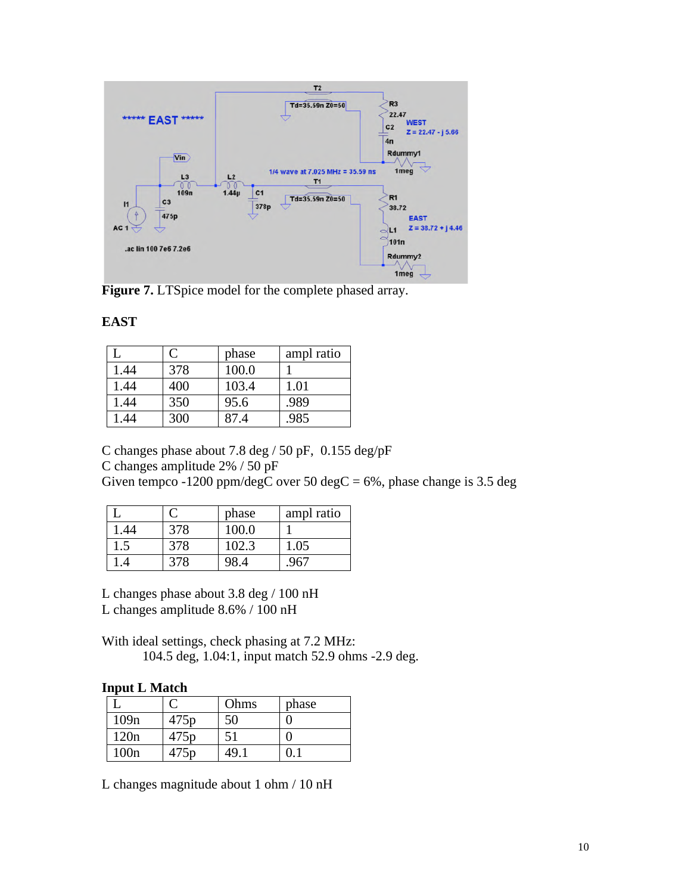**Figure 7.** LTSpice model for the complete phased array.

**EAST**

| L | C | phase | ampl ratio |
|---|---|---|---|
| 1.44 | 378 | 100.0 | 1 |
| 1.44 | 400 | 103.4 | 1.01 |
| 1.44 | 350 | 95.6 | .989 |
| 1.44 | 300 | 87.4 | .985 |

C changes phase about 7.8 deg / 50 pF, 0.155 deg/pF
C changes amplitude 2% / 50 pF
Given tempco -1200 ppm/degC over 50 degC = 6%, phase change is 3.5 deg

| L | C | phase | ampl ratio |
|---|---|---|---|
| 1.44 | 378 | 100.0 | 1 |
| 1.5 | 378 | 102.3 | 1.05 |
| 1.4 | 378 | 98.4 | .967 |

L changes phase about 3.8 deg / 100 nH
L changes amplitude 8.6% / 100 nH

With ideal settings, check phasing at 7.2 MHz:
104.5 deg, 1.04:1, input match 52.9 ohms -2.9 deg.

**Input L Match**

| L | C | Ohms | phase |
|---|---|---|---|
| 109n | 475p | 50 | 0 |
| 120n | 475p | 51 | 0 |
| 100n | 475p | 49.1 | 0.1 |

L changes magnitude about 1 ohm / 10 nH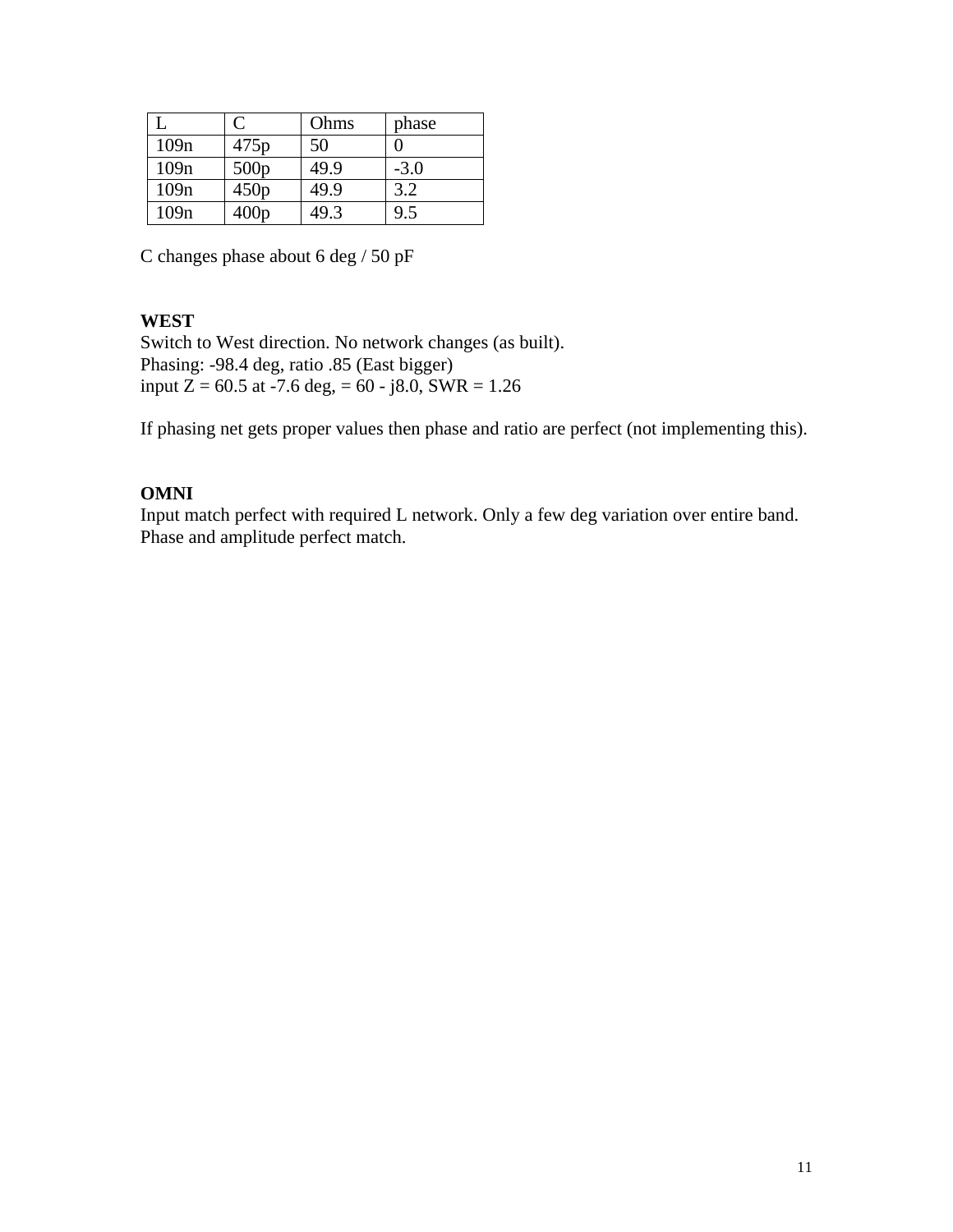| L | C | Ohms | phase |
|---|---|---|---|
| 109n | 475p | 50 | 0 |
| 109n | 500p | 49.9 | -3.0 |
| 109n | 450p | 49.9 | 3.2 |
| 109n | 400p | 49.3 | 9.5 |

C changes phase about 6 deg / 50 pF

**WEST**

Switch to West direction. No network changes (as built).
Phasing: -98.4 deg, ratio .85 (East bigger)
input Z = 60.5 at -7.6 deg, = 60 - j8.0, SWR = 1.26

If phasing net gets proper values then phase and ratio are perfect (not implementing this).

**OMNI**

Input match perfect with required L network. Only a few deg variation over entire band.
Phase and amplitude perfect match.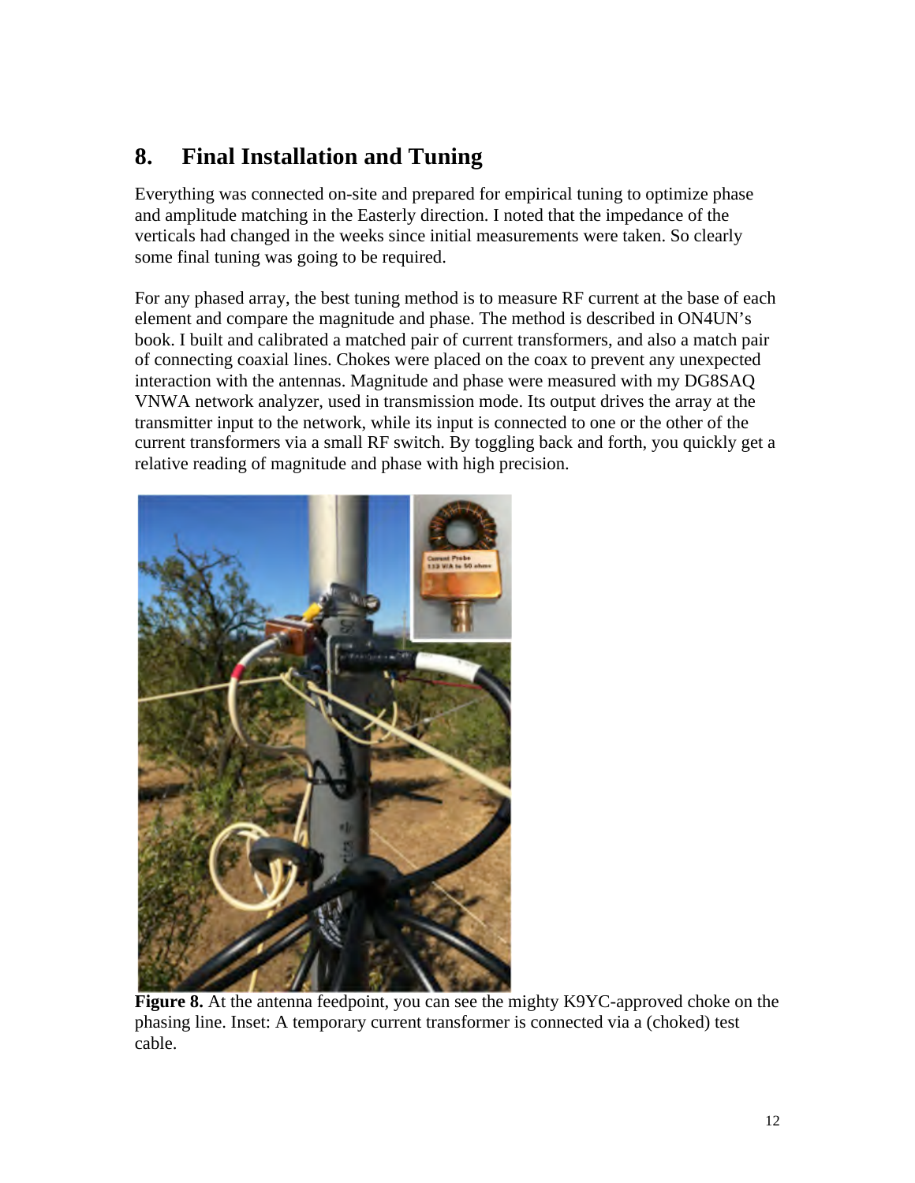## 8. Final Installation and Tuning

Everything was connected on-site and prepared for empirical tuning to optimize phase and amplitude matching in the Easterly direction. I noted that the impedance of the verticals had changed in the weeks since initial measurements were taken. So clearly some final tuning was going to be required.

For any phased array, the best tuning method is to measure RF current at the base of each element and compare the magnitude and phase. The method is described in ON4UN's book. I built and calibrated a matched pair of current transformers, and also a match pair of connecting coaxial lines. Chokes were placed on the coax to prevent any unexpected interaction with the antennas. Magnitude and phase were measured with my DG8SAQ VNWA network analyzer, used in transmission mode. Its output drives the array at the transmitter input to the network, while its input is connected to one or the other of the current transformers via a small RF switch. By toggling back and forth, you quickly get a relative reading of magnitude and phase with high precision.

**Figure 8.** At the antenna feedpoint, you can see the mighty K9YC-approved choke on the phasing line. Inset: A temporary current transformer is connected via a (choked) test cable.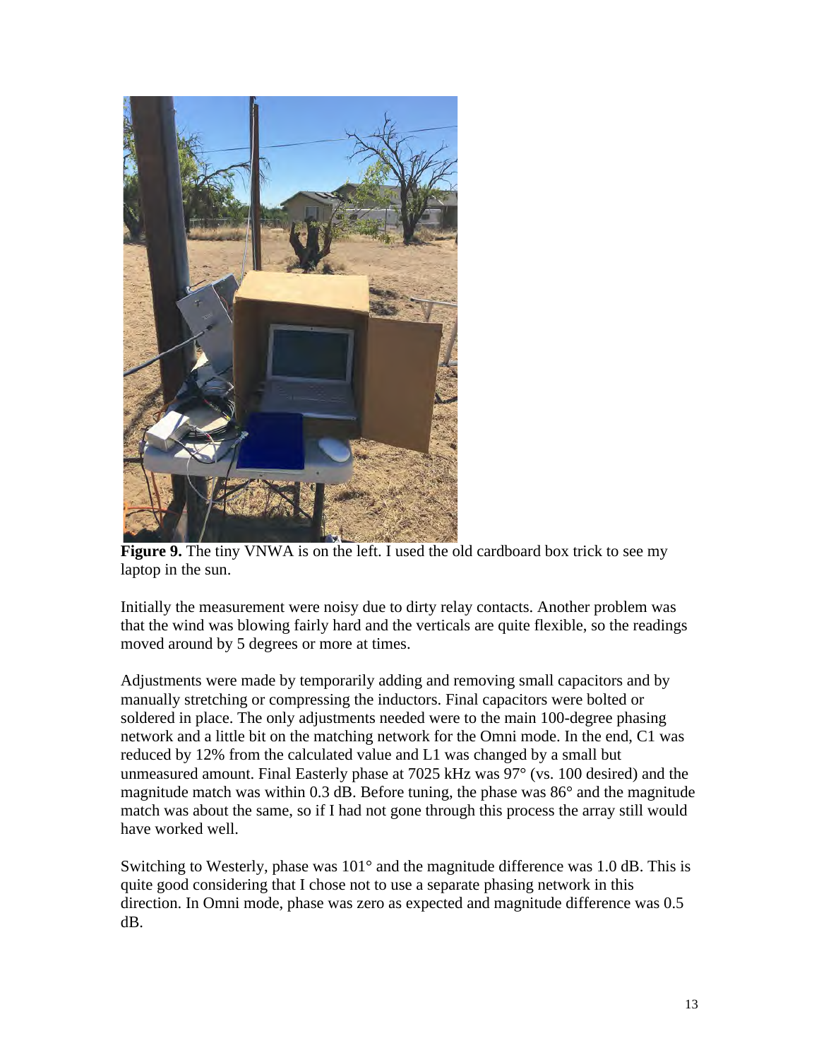**Figure 9.** The tiny VNWA is on the left. I used the old cardboard box trick to see my laptop in the sun.

Initially the measurement were noisy due to dirty relay contacts. Another problem was that the wind was blowing fairly hard and the verticals are quite flexible, so the readings moved around by 5 degrees or more at times.

Adjustments were made by temporarily adding and removing small capacitors and by manually stretching or compressing the inductors. Final capacitors were bolted or soldered in place. The only adjustments needed were to the main 100-degree phasing network and a little bit on the matching network for the Omni mode. In the end, C1 was reduced by 12% from the calculated value and L1 was changed by a small but unmeasured amount. Final Easterly phase at 7025 kHz was 97° (vs. 100 desired) and the magnitude match was within 0.3 dB. Before tuning, the phase was 86° and the magnitude match was about the same, so if I had not gone through this process the array still would have worked well.

Switching to Westerly, phase was 101° and the magnitude difference was 1.0 dB. This is quite good considering that I chose not to use a separate phasing network in this direction. In Omni mode, phase was zero as expected and magnitude difference was 0.5 dB.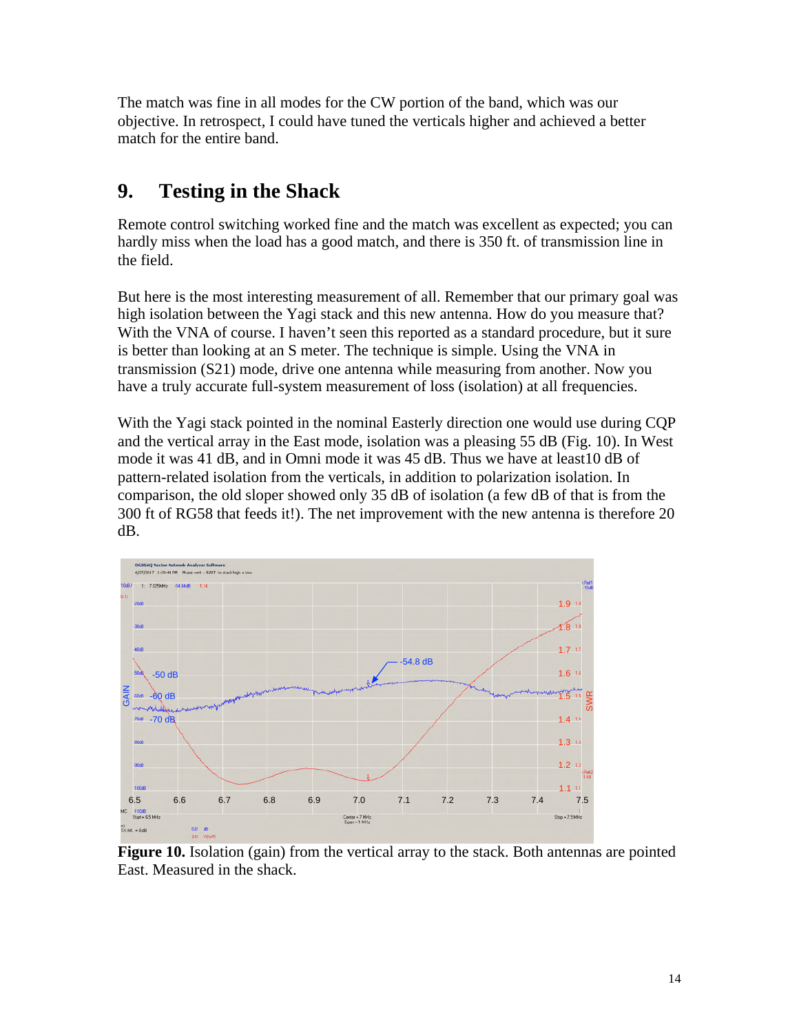The match was fine in all modes for the CW portion of the band, which was our objective. In retrospect, I could have tuned the verticals higher and achieved a better match for the entire band.

## 9. Testing in the Shack

Remote control switching worked fine and the match was excellent as expected; you can hardly miss when the load has a good match, and there is 350 ft. of transmission line in the field.

But here is the most interesting measurement of all. Remember that our primary goal was high isolation between the Yagi stack and this new antenna. How do you measure that? With the VNA of course. I haven't seen this reported as a standard procedure, but it sure is better than looking at an S meter. The technique is simple. Using the VNA in transmission (S21) mode, drive one antenna while measuring from another. Now you have a truly accurate full-system measurement of loss (isolation) at all frequencies.

With the Yagi stack pointed in the nominal Easterly direction one would use during CQP and the vertical array in the East mode, isolation was a pleasing 55 dB (Fig. 10). In West mode it was 41 dB, and in Omni mode it was 45 dB. Thus we have at least10 dB of pattern-related isolation from the verticals, in addition to polarization isolation. In comparison, the old sloper showed only 35 dB of isolation (a few dB of that is from the 300 ft of RG58 that feeds it!). The net improvement with the new antenna is therefore 20 dB.

**Figure 10.** Isolation (gain) from the vertical array to the stack. Both antennas are pointed East. Measured in the shack.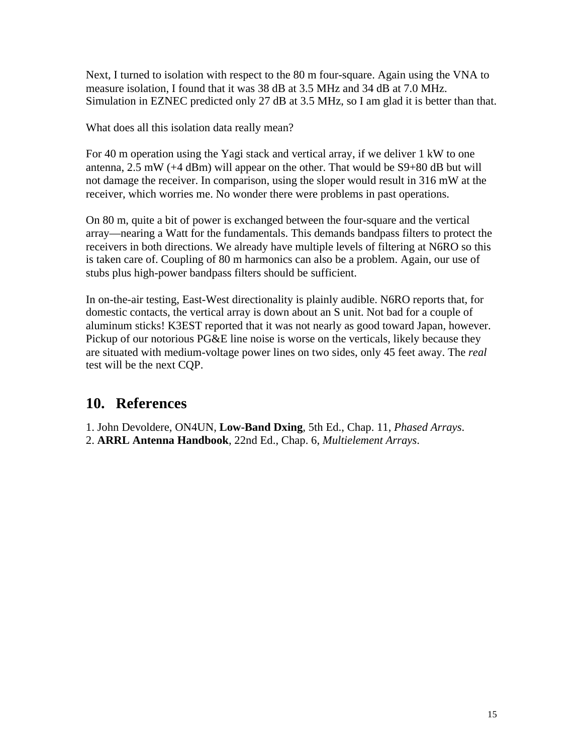Next, I turned to isolation with respect to the 80 m four-square. Again using the VNA to measure isolation, I found that it was 38 dB at 3.5 MHz and 34 dB at 7.0 MHz. Simulation in EZNEC predicted only 27 dB at 3.5 MHz, so I am glad it is better than that.

What does all this isolation data really mean?

For 40 m operation using the Yagi stack and vertical array, if we deliver 1 kW to one antenna, 2.5 mW (+4 dBm) will appear on the other. That would be S9+80 dB but will not damage the receiver. In comparison, using the sloper would result in 316 mW at the receiver, which worries me. No wonder there were problems in past operations.

On 80 m, quite a bit of power is exchanged between the four-square and the vertical array—nearing a Watt for the fundamentals. This demands bandpass filters to protect the receivers in both directions. We already have multiple levels of filtering at N6RO so this is taken care of. Coupling of 80 m harmonics can also be a problem. Again, our use of stubs plus high-power bandpass filters should be sufficient.

In on-the-air testing, East-West directionality is plainly audible. N6RO reports that, for domestic contacts, the vertical array is down about an S unit. Not bad for a couple of aluminum sticks! K3EST reported that it was not nearly as good toward Japan, however. Pickup of our notorious PG&E line noise is worse on the verticals, likely because they are situated with medium-voltage power lines on two sides, only 45 feet away. The *real* test will be the next CQP.

## 10. References

1. John Devoldere, ON4UN, **Low-Band Dxing**, 5th Ed., Chap. 11, *Phased Arrays*.
2. **ARRL Antenna Handbook**, 22nd Ed., Chap. 6, *Multielement Arrays*.